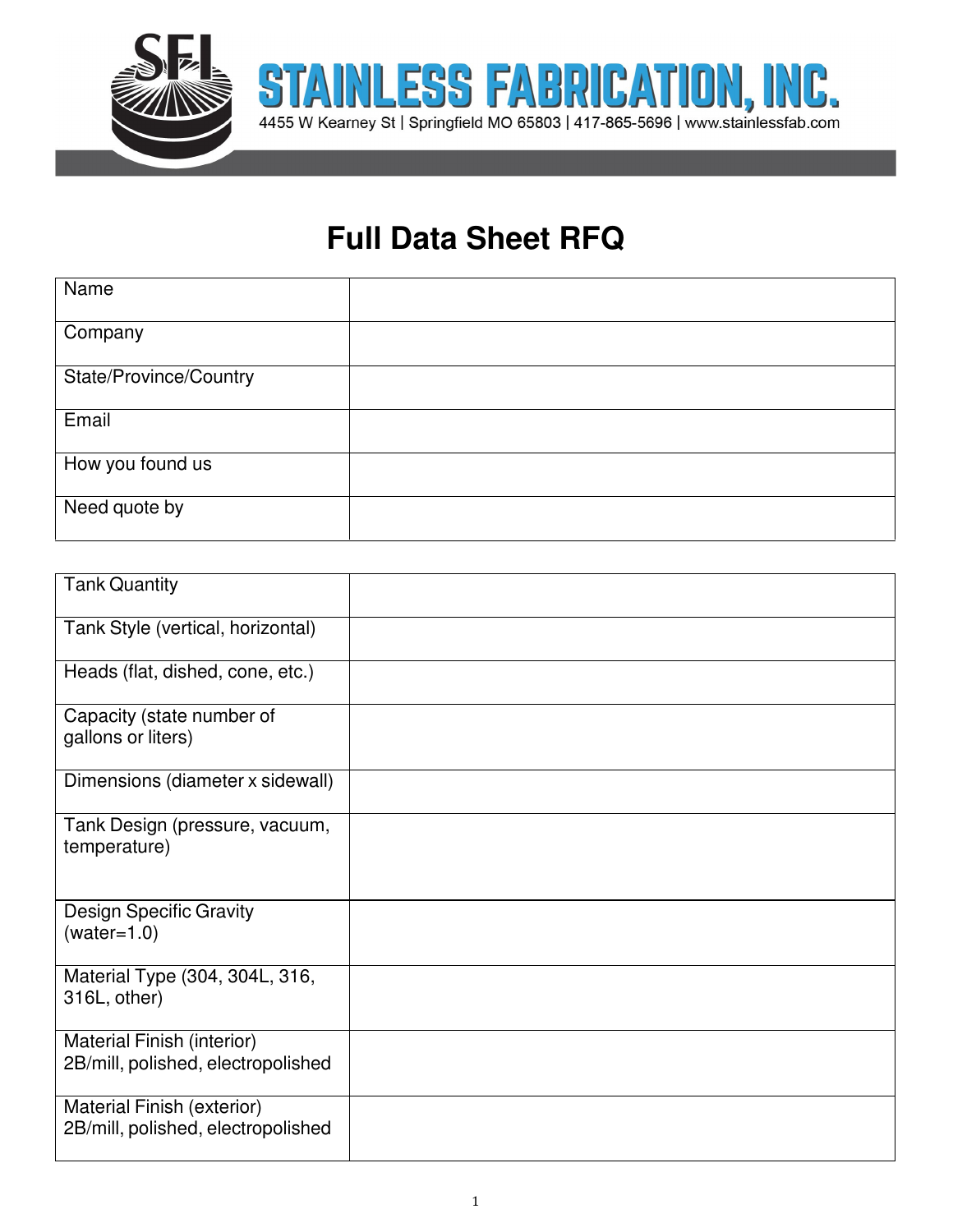STAINLESS FABRICATION, INC.

4455 W Kearney St | Springfield MO 65803 | 417-865-5696 | www.stainlessfab.com

# Full Data Sheet RFQ

| | |
|---|---|
| Name | |
| Company | |
| State/Province/Country | |
| Email | |
| How you found us | |
| Need quote by | |

| | |
|---|---|
| Tank Quantity | |
| Tank Style (vertical, horizontal) | |
| Heads (flat, dished, cone, etc.) | |
| Capacity (state number of gallons or liters) | |
| Dimensions (diameter x sidewall) | |
| Tank Design (pressure, vacuum, temperature) | |
| Design Specific Gravity (water=1.0) | |
| Material Type (304, 304L, 316, 316L, other) | |
| Material Finish (interior) 2B/mill, polished, electropolished | |
| Material Finish (exterior) 2B/mill, polished, electropolished | |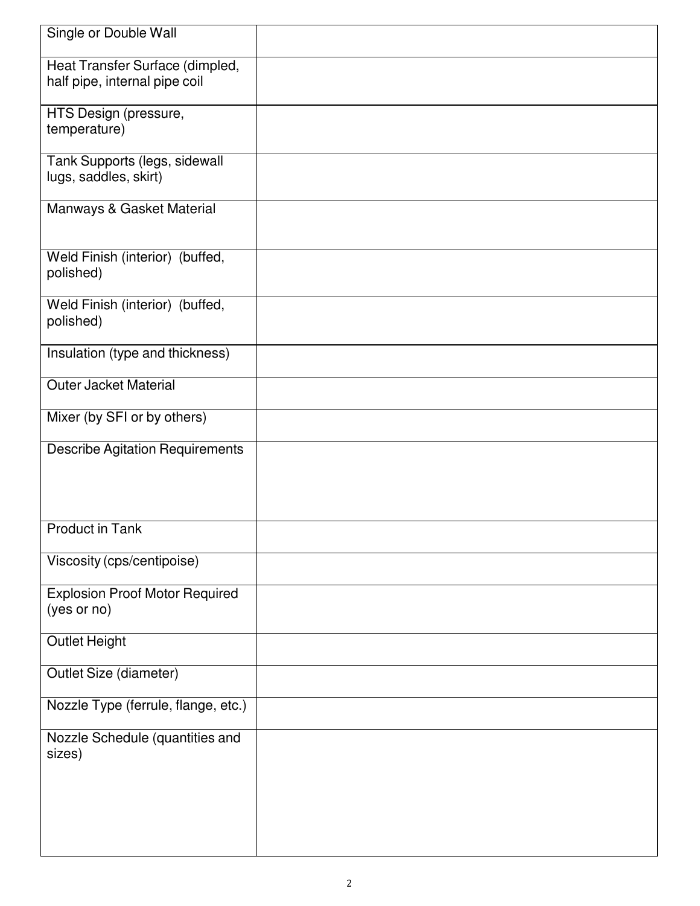| | |
|---|---|
| Single or Double Wall | |
| Heat Transfer Surface (dimpled, half pipe, internal pipe coil | |
| HTS Design (pressure, temperature) | |
| Tank Supports (legs, sidewall lugs, saddles, skirt) | |
| Manways & Gasket Material | |
| Weld Finish (interior) (buffed, polished) | |
| Weld Finish (interior) (buffed, polished) | |
| Insulation (type and thickness) | |
| Outer Jacket Material | |
| Mixer (by SFI or by others) | |
| Describe Agitation Requirements | |
| Product in Tank | |
| Viscosity (cps/centipoise) | |
| Explosion Proof Motor Required (yes or no) | |
| Outlet Height | |
| Outlet Size (diameter) | |
| Nozzle Type (ferrule, flange, etc.) | |
| Nozzle Schedule (quantities and sizes) | |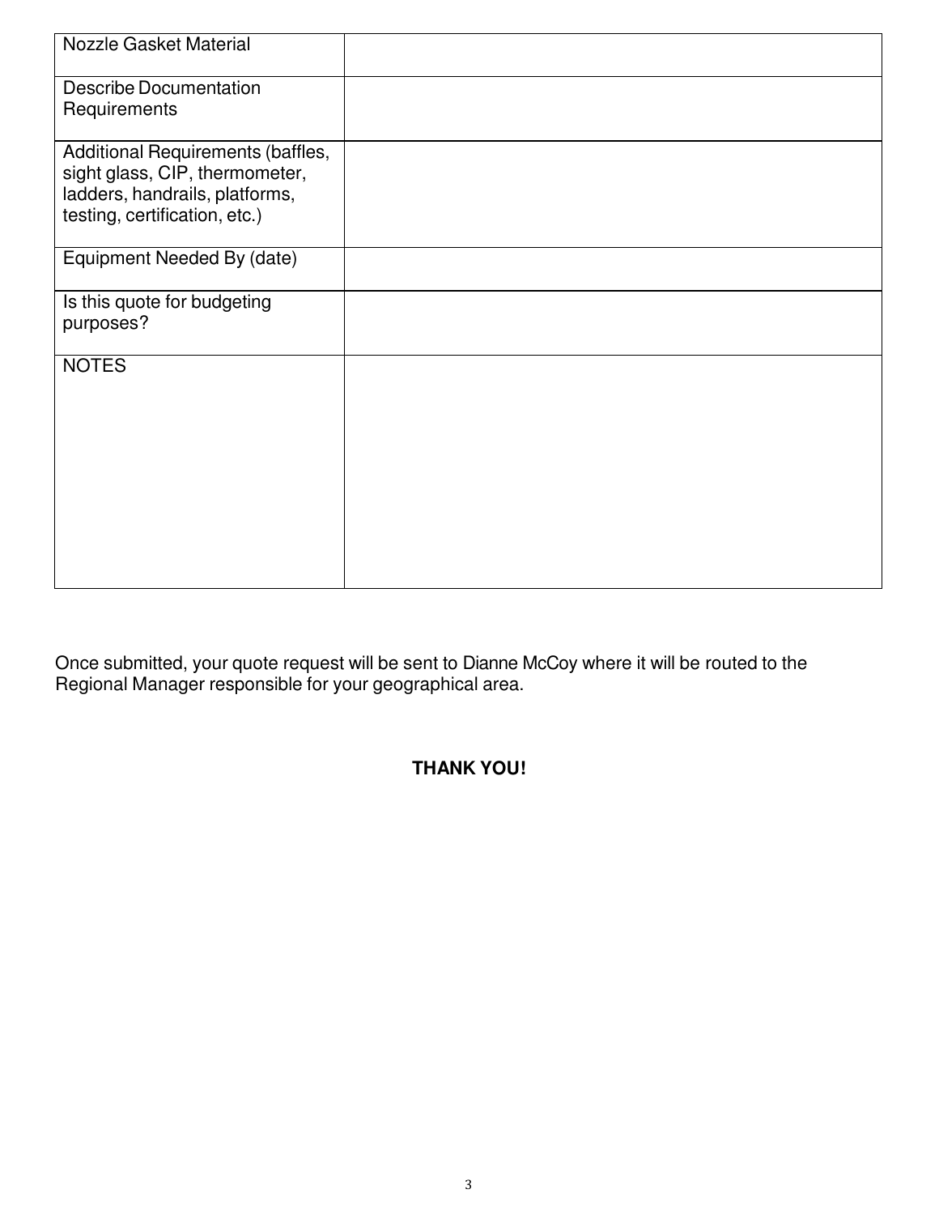| | |
|---|---|
| Nozzle Gasket Material | |
| Describe Documentation Requirements | |
| Additional Requirements (baffles, sight glass, CIP, thermometer, ladders, handrails, platforms, testing, certification, etc.) | |
| Equipment Needed By (date) | |
| Is this quote for budgeting purposes? | |
| NOTES | |

Once submitted, your quote request will be sent to Dianne McCoy where it will be routed to the Regional Manager responsible for your geographical area.

**THANK YOU!**